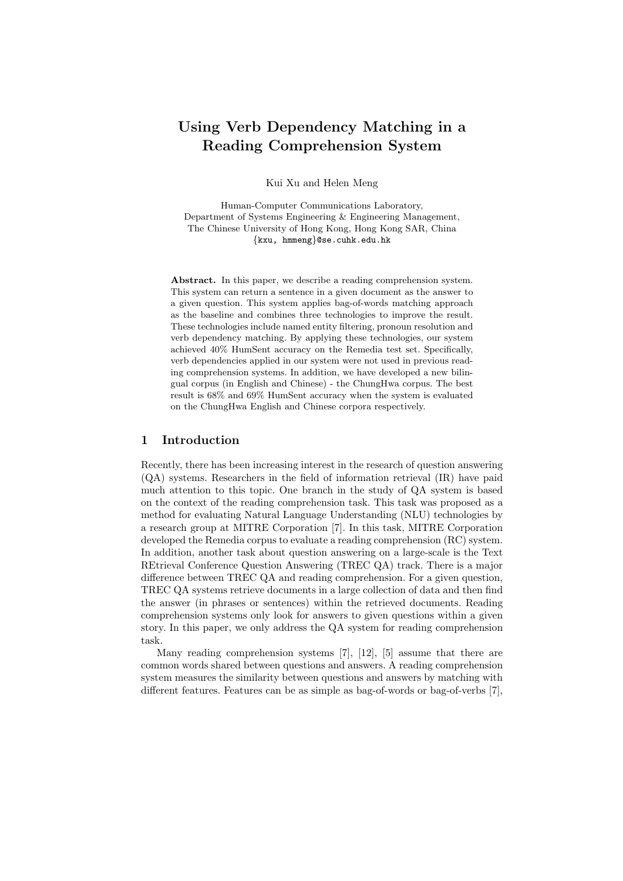# Using Verb Dependency Matching in a Reading Comprehension System

Kui Xu and Helen Meng

Human-Computer Communications Laboratory,
Department of Systems Engineering & Engineering Management,
The Chinese University of Hong Kong, Hong Kong SAR, China
{kxu, hmmeng}@se.cuhk.edu.hk

**Abstract.** In this paper, we describe a reading comprehension system. This system can return a sentence in a given document as the answer to a given question. This system applies bag-of-words matching approach as the baseline and combines three technologies to improve the result. These technologies include named entity filtering, pronoun resolution and verb dependency matching. By applying these technologies, our system achieved 40% HumSent accuracy on the Remedia test set. Specifically, verb dependencies applied in our system were not used in previous reading comprehension systems. In addition, we have developed a new bilingual corpus (in English and Chinese) - the ChungHwa corpus. The best result is 68% and 69% HumSent accuracy when the system is evaluated on the ChungHwa English and Chinese corpora respectively.

## 1 Introduction

Recently, there has been increasing interest in the research of question answering (QA) systems. Researchers in the field of information retrieval (IR) have paid much attention to this topic. One branch in the study of QA system is based on the context of the reading comprehension task. This task was proposed as a method for evaluating Natural Language Understanding (NLU) technologies by a research group at MITRE Corporation [7]. In this task, MITRE Corporation developed the Remedia corpus to evaluate a reading comprehension (RC) system. In addition, another task about question answering on a large-scale is the Text REtrieval Conference Question Answering (TREC QA) track. There is a major difference between TREC QA and reading comprehension. For a given question, TREC QA systems retrieve documents in a large collection of data and then find the answer (in phrases or sentences) within the retrieved documents. Reading comprehension systems only look for answers to given questions within a given story. In this paper, we only address the QA system for reading comprehension task.

Many reading comprehension systems [7], [12], [5] assume that there are common words shared between questions and answers. A reading comprehension system measures the similarity between questions and answers by matching with different features. Features can be as simple as bag-of-words or bag-of-verbs [7],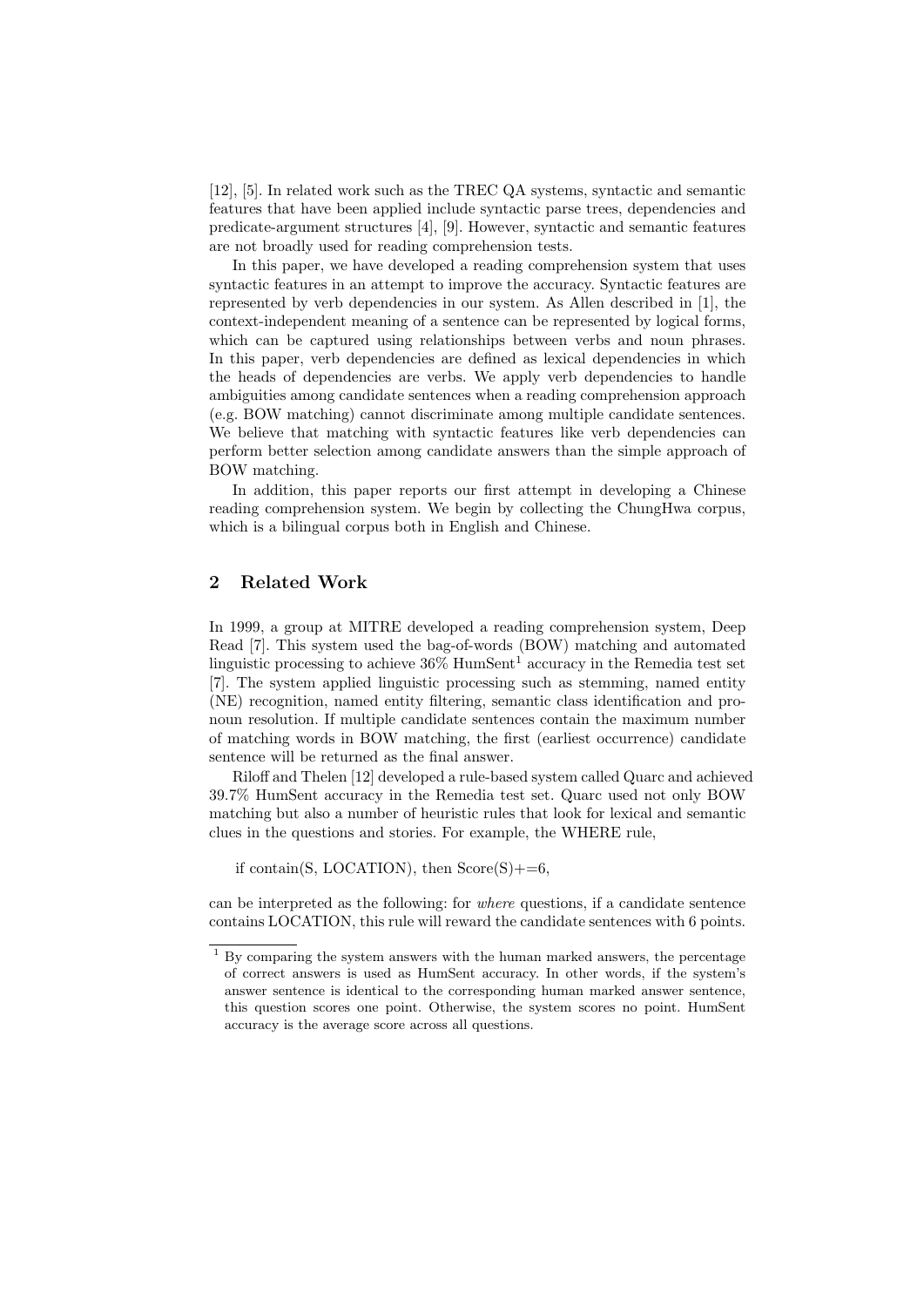[12], [5]. In related work such as the TREC QA systems, syntactic and semantic features that have been applied include syntactic parse trees, dependencies and predicate-argument structures [4], [9]. However, syntactic and semantic features are not broadly used for reading comprehension tests.

In this paper, we have developed a reading comprehension system that uses syntactic features in an attempt to improve the accuracy. Syntactic features are represented by verb dependencies in our system. As Allen described in [1], the context-independent meaning of a sentence can be represented by logical forms, which can be captured using relationships between verbs and noun phrases. In this paper, verb dependencies are defined as lexical dependencies in which the heads of dependencies are verbs. We apply verb dependencies to handle ambiguities among candidate sentences when a reading comprehension approach (e.g. BOW matching) cannot discriminate among multiple candidate sentences. We believe that matching with syntactic features like verb dependencies can perform better selection among candidate answers than the simple approach of BOW matching.

In addition, this paper reports our first attempt in developing a Chinese reading comprehension system. We begin by collecting the ChungHwa corpus, which is a bilingual corpus both in English and Chinese.

## 2 Related Work

In 1999, a group at MITRE developed a reading comprehension system, Deep Read [7]. This system used the bag-of-words (BOW) matching and automated linguistic processing to achieve 36% HumSent[1] accuracy in the Remedia test set [7]. The system applied linguistic processing such as stemming, named entity (NE) recognition, named entity filtering, semantic class identification and pronoun resolution. If multiple candidate sentences contain the maximum number of matching words in BOW matching, the first (earliest occurrence) candidate sentence will be returned as the final answer.

Riloff and Thelen [12] developed a rule-based system called Quarc and achieved 39.7% HumSent accuracy in the Remedia test set. Quarc used not only BOW matching but also a number of heuristic rules that look for lexical and semantic clues in the questions and stories. For example, the WHERE rule,

if contain(S, LOCATION), then Score(S)+=6,

can be interpreted as the following: for *where* questions, if a candidate sentence contains LOCATION, this rule will reward the candidate sentences with 6 points.

[1] By comparing the system answers with the human marked answers, the percentage of correct answers is used as HumSent accuracy. In other words, if the system's answer sentence is identical to the corresponding human marked answer sentence, this question scores one point. Otherwise, the system scores no point. HumSent accuracy is the average score across all questions.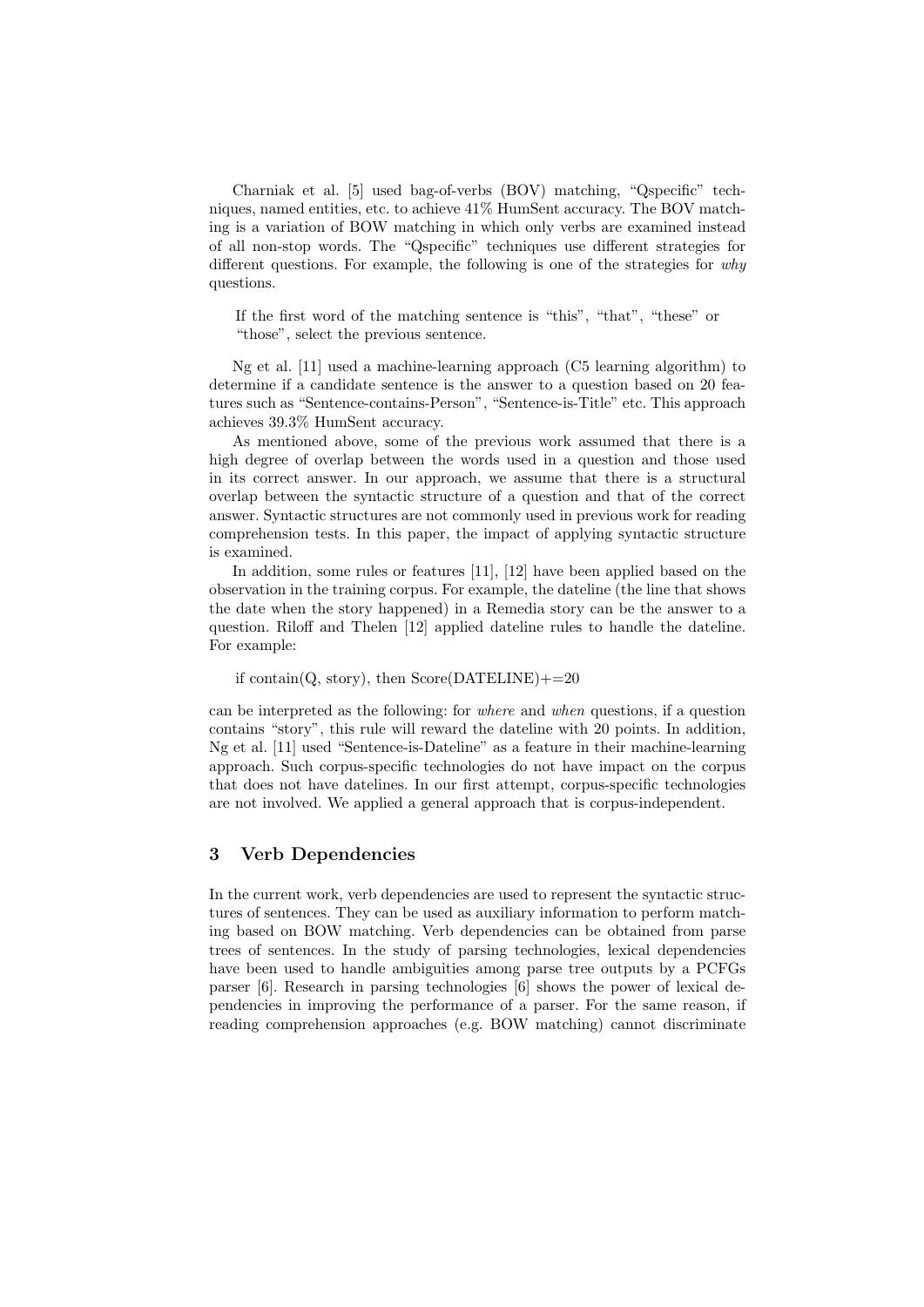Charniak et al. [5] used bag-of-verbs (BOV) matching, "Qspecific" techniques, named entities, etc. to achieve 41% HumSent accuracy. The BOV matching is a variation of BOW matching in which only verbs are examined instead of all non-stop words. The "Qspecific" techniques use different strategies for different questions. For example, the following is one of the strategies for *why* questions.

> If the first word of the matching sentence is "this", "that", "these" or "those", select the previous sentence.

Ng et al. [11] used a machine-learning approach (C5 learning algorithm) to determine if a candidate sentence is the answer to a question based on 20 features such as "Sentence-contains-Person", "Sentence-is-Title" etc. This approach achieves 39.3% HumSent accuracy.

As mentioned above, some of the previous work assumed that there is a high degree of overlap between the words used in a question and those used in its correct answer. In our approach, we assume that there is a structural overlap between the syntactic structure of a question and that of the correct answer. Syntactic structures are not commonly used in previous work for reading comprehension tests. In this paper, the impact of applying syntactic structure is examined.

In addition, some rules or features [11], [12] have been applied based on the observation in the training corpus. For example, the dateline (the line that shows the date when the story happened) in a Remedia story can be the answer to a question. Riloff and Thelen [12] applied dateline rules to handle the dateline. For example:

> if contain(Q, story), then Score(DATELINE)+=20

can be interpreted as the following: for *where* and *when* questions, if a question contains "story", this rule will reward the dateline with 20 points. In addition, Ng et al. [11] used "Sentence-is-Dateline" as a feature in their machine-learning approach. Such corpus-specific technologies do not have impact on the corpus that does not have datelines. In our first attempt, corpus-specific technologies are not involved. We applied a general approach that is corpus-independent.

## 3 Verb Dependencies

In the current work, verb dependencies are used to represent the syntactic structures of sentences. They can be used as auxiliary information to perform matching based on BOW matching. Verb dependencies can be obtained from parse trees of sentences. In the study of parsing technologies, lexical dependencies have been used to handle ambiguities among parse tree outputs by a PCFGs parser [6]. Research in parsing technologies [6] shows the power of lexical dependencies in improving the performance of a parser. For the same reason, if reading comprehension approaches (e.g. BOW matching) cannot discriminate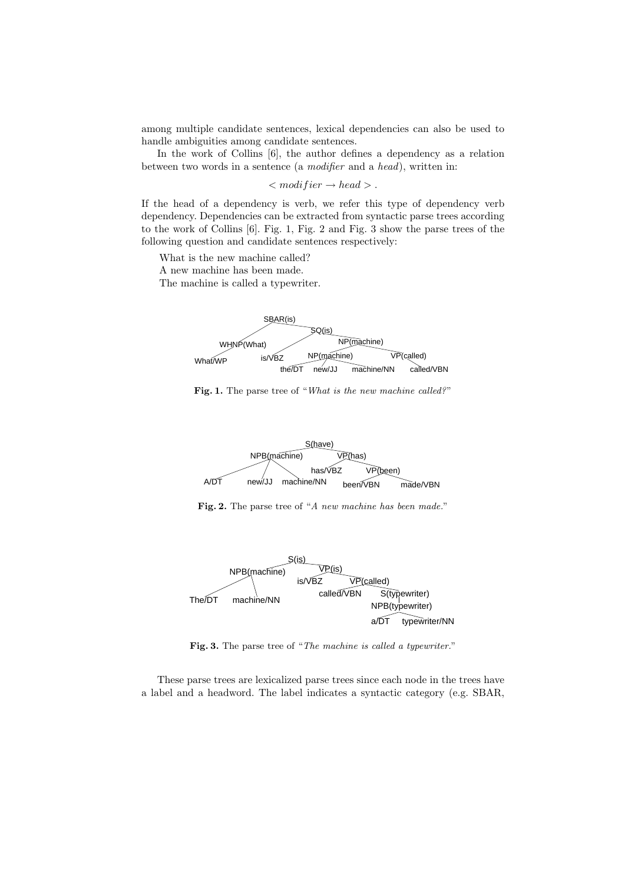among multiple candidate sentences, lexical dependencies can also be used to handle ambiguities among candidate sentences.

In the work of Collins [6], the author defines a dependency as a relation between two words in a sentence (a *modifier* and a *head*), written in:

$$< modifier \rightarrow head > .$$

If the head of a dependency is verb, we refer this type of dependency verb dependency. Dependencies can be extracted from syntactic parse trees according to the work of Collins [6]. Fig. 1, Fig. 2 and Fig. 3 show the parse trees of the following question and candidate sentences respectively:

What is the new machine called?
A new machine has been made.
The machine is called a typewriter.

**Fig. 1.** The parse tree of "*What is the new machine called?*"

**Fig. 2.** The parse tree of "*A new machine has been made.*"

**Fig. 3.** The parse tree of "*The machine is called a typewriter.*"

These parse trees are lexicalized parse trees since each node in the trees have a label and a headword. The label indicates a syntactic category (e.g. SBAR,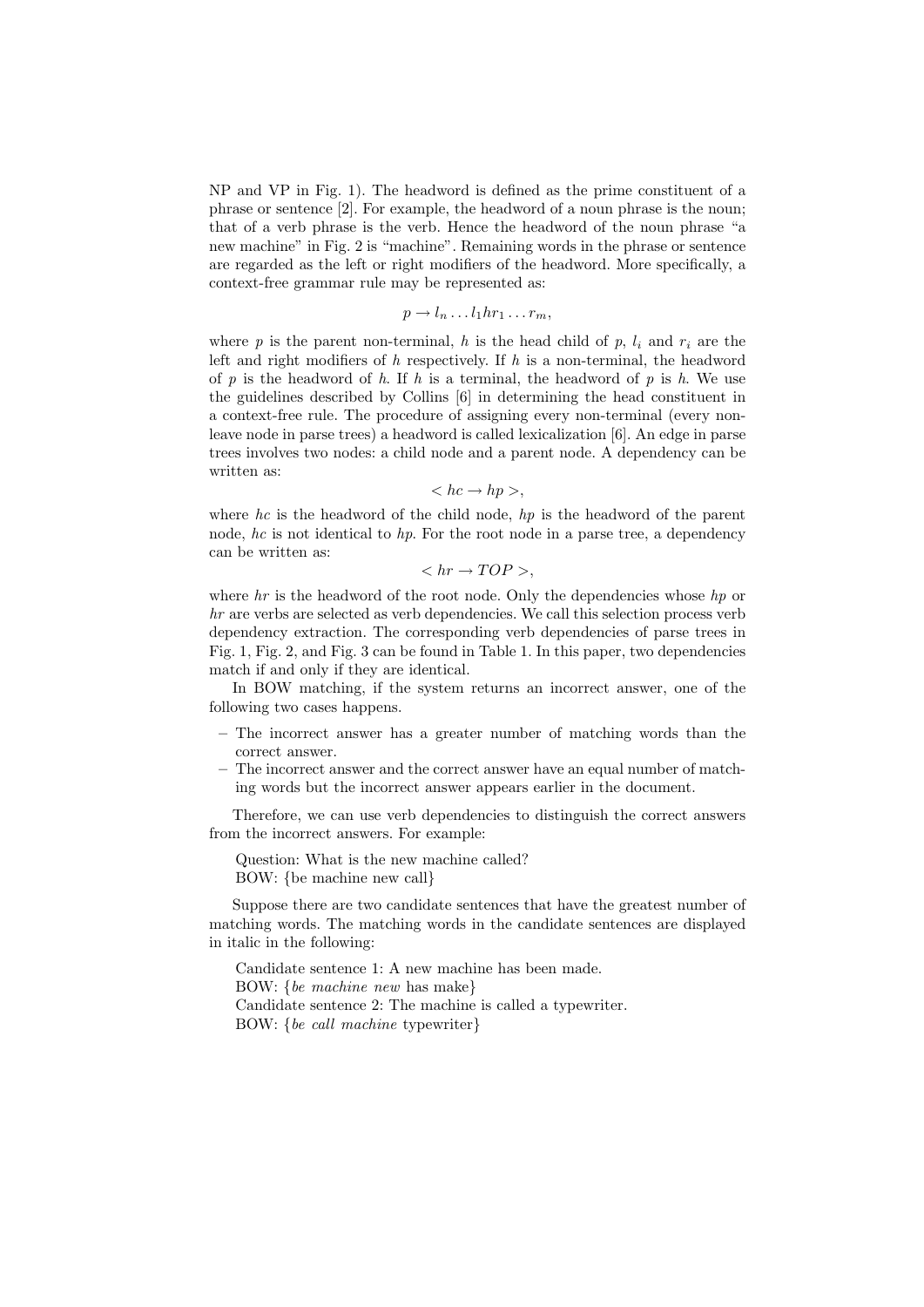NP and VP in Fig. 1). The headword is defined as the prime constituent of a phrase or sentence [2]. For example, the headword of a noun phrase is the noun; that of a verb phrase is the verb. Hence the headword of the noun phrase "a new machine" in Fig. 2 is "machine". Remaining words in the phrase or sentence are regarded as the left or right modifiers of the headword. More specifically, a context-free grammar rule may be represented as:

$$p \rightarrow l_n \ldots l_1 h r_1 \ldots r_m,$$

where $p$ is the parent non-terminal, $h$ is the head child of $p$, $l_i$ and $r_i$ are the left and right modifiers of $h$ respectively. If $h$ is a non-terminal, the headword of $p$ is the headword of $h$. If $h$ is a terminal, the headword of $p$ is $h$. We use the guidelines described by Collins [6] in determining the head constituent in a context-free rule. The procedure of assigning every non-terminal (every non-leave node in parse trees) a headword is called lexicalization [6]. An edge in parse trees involves two nodes: a child node and a parent node. A dependency can be written as:

$$< hc \rightarrow hp >,$$

where $hc$ is the headword of the child node, $hp$ is the headword of the parent node, $hc$ is not identical to $hp$. For the root node in a parse tree, a dependency can be written as:

$$< hr \rightarrow TOP >,$$

where $hr$ is the headword of the root node. Only the dependencies whose $hp$ or $hr$ are verbs are selected as verb dependencies. We call this selection process verb dependency extraction. The corresponding verb dependencies of parse trees in Fig. 1, Fig. 2, and Fig. 3 can be found in Table 1. In this paper, two dependencies match if and only if they are identical.

In BOW matching, if the system returns an incorrect answer, one of the following two cases happens.

- The incorrect answer has a greater number of matching words than the correct answer.
- The incorrect answer and the correct answer have an equal number of matching words but the incorrect answer appears earlier in the document.

Therefore, we can use verb dependencies to distinguish the correct answers from the incorrect answers. For example:

Question: What is the new machine called?
BOW: {be machine new call}

Suppose there are two candidate sentences that have the greatest number of matching words. The matching words in the candidate sentences are displayed in italic in the following:

Candidate sentence 1: A new machine has been made.
BOW: {*be machine new* has make}
Candidate sentence 2: The machine is called a typewriter.
BOW: {*be call machine* typewriter}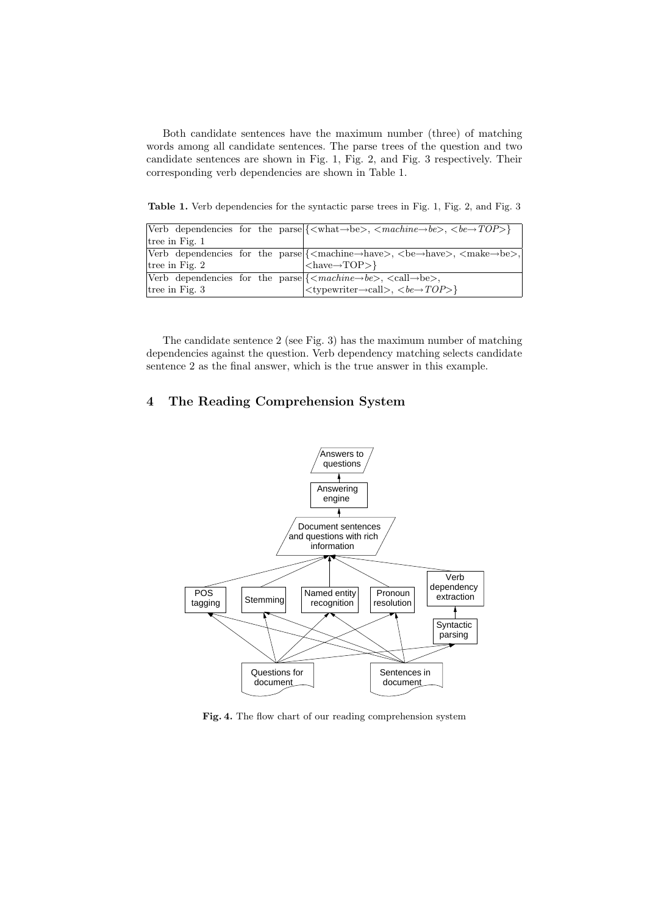Both candidate sentences have the maximum number (three) of matching words among all candidate sentences. The parse trees of the question and two candidate sentences are shown in Fig. 1, Fig. 2, and Fig. 3 respectively. Their corresponding verb dependencies are shown in Table 1.

**Table 1.** Verb dependencies for the syntactic parse trees in Fig. 1, Fig. 2, and Fig. 3

| | |
|---|---|
| Verb dependencies for the parse tree in Fig. 1 | {<what→be>, <*machine*→*be*>, <*be*→*TOP*>} |
| Verb dependencies for the parse tree in Fig. 2 | {<machine→have>, <be→have>, <make→be>, <have→TOP>} |
| Verb dependencies for the parse tree in Fig. 3 | {<*machine*→*be*>, <call→be>, <typewriter→call>, <*be*→*TOP*>} |

The candidate sentence 2 (see Fig. 3) has the maximum number of matching dependencies against the question. Verb dependency matching selects candidate sentence 2 as the final answer, which is the true answer in this example.

## 4 The Reading Comprehension System

**Fig. 4.** The flow chart of our reading comprehension system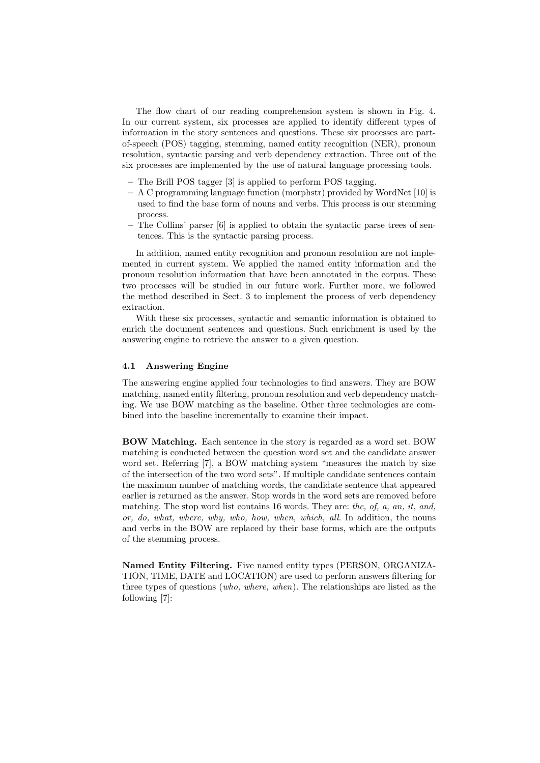The flow chart of our reading comprehension system is shown in Fig. 4. In our current system, six processes are applied to identify different types of information in the story sentences and questions. These six processes are part-of-speech (POS) tagging, stemming, named entity recognition (NER), pronoun resolution, syntactic parsing and verb dependency extraction. Three out of the six processes are implemented by the use of natural language processing tools.

- The Brill POS tagger [3] is applied to perform POS tagging.
- A C programming language function (morphstr) provided by WordNet [10] is used to find the base form of nouns and verbs. This process is our stemming process.
- The Collins' parser [6] is applied to obtain the syntactic parse trees of sentences. This is the syntactic parsing process.

In addition, named entity recognition and pronoun resolution are not implemented in current system. We applied the named entity information and the pronoun resolution information that have been annotated in the corpus. These two processes will be studied in our future work. Further more, we followed the method described in Sect. 3 to implement the process of verb dependency extraction.

With these six processes, syntactic and semantic information is obtained to enrich the document sentences and questions. Such enrichment is used by the answering engine to retrieve the answer to a given question.

### 4.1 Answering Engine

The answering engine applied four technologies to find answers. They are BOW matching, named entity filtering, pronoun resolution and verb dependency matching. We use BOW matching as the baseline. Other three technologies are combined into the baseline incrementally to examine their impact.

**BOW Matching.** Each sentence in the story is regarded as a word set. BOW matching is conducted between the question word set and the candidate answer word set. Referring [7], a BOW matching system "measures the match by size of the intersection of the two word sets". If multiple candidate sentences contain the maximum number of matching words, the candidate sentence that appeared earlier is returned as the answer. Stop words in the word sets are removed before matching. The stop word list contains 16 words. They are: *the, of, a, an, it, and, or, do, what, where, why, who, how, when, which, all*. In addition, the nouns and verbs in the BOW are replaced by their base forms, which are the outputs of the stemming process.

**Named Entity Filtering.** Five named entity types (PERSON, ORGANIZATION, TIME, DATE and LOCATION) are used to perform answers filtering for three types of questions (*who, where, when*). The relationships are listed as the following [7]: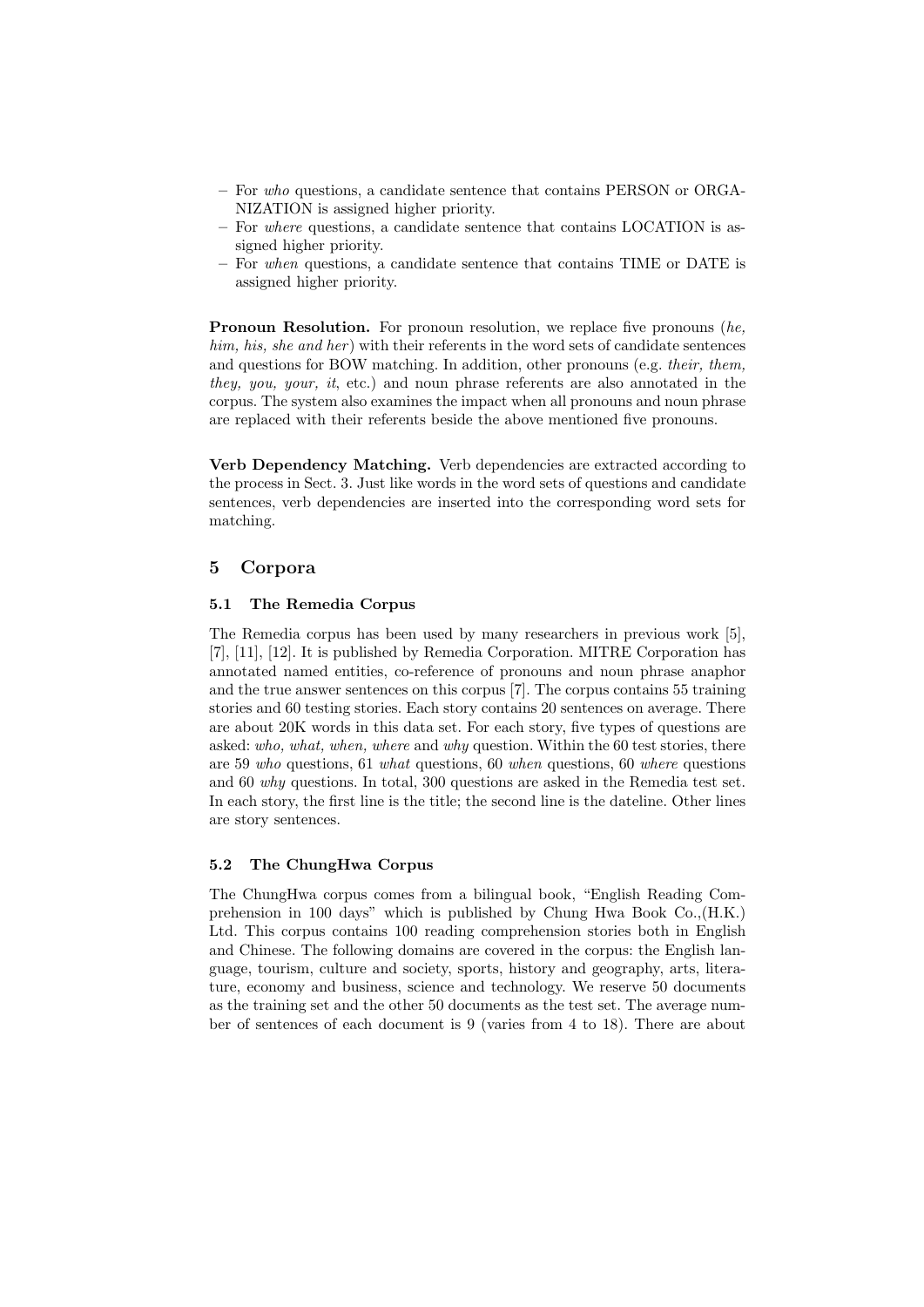- For *who* questions, a candidate sentence that contains PERSON or ORGANIZATION is assigned higher priority.
- For *where* questions, a candidate sentence that contains LOCATION is assigned higher priority.
- For *when* questions, a candidate sentence that contains TIME or DATE is assigned higher priority.

**Pronoun Resolution.** For pronoun resolution, we replace five pronouns (*he, him, his, she and her*) with their referents in the word sets of candidate sentences and questions for BOW matching. In addition, other pronouns (e.g. *their, them, they, you, your, it*, etc.) and noun phrase referents are also annotated in the corpus. The system also examines the impact when all pronouns and noun phrase are replaced with their referents beside the above mentioned five pronouns.

**Verb Dependency Matching.** Verb dependencies are extracted according to the process in Sect. 3. Just like words in the word sets of questions and candidate sentences, verb dependencies are inserted into the corresponding word sets for matching.

## 5 Corpora

### 5.1 The Remedia Corpus

The Remedia corpus has been used by many researchers in previous work [5], [7], [11], [12]. It is published by Remedia Corporation. MITRE Corporation has annotated named entities, co-reference of pronouns and noun phrase anaphor and the true answer sentences on this corpus [7]. The corpus contains 55 training stories and 60 testing stories. Each story contains 20 sentences on average. There are about 20K words in this data set. For each story, five types of questions are asked: *who, what, when, where* and *why* question. Within the 60 test stories, there are 59 *who* questions, 61 *what* questions, 60 *when* questions, 60 *where* questions and 60 *why* questions. In total, 300 questions are asked in the Remedia test set. In each story, the first line is the title; the second line is the dateline. Other lines are story sentences.

### 5.2 The ChungHwa Corpus

The ChungHwa corpus comes from a bilingual book, "English Reading Comprehension in 100 days" which is published by Chung Hwa Book Co.,(H.K.) Ltd. This corpus contains 100 reading comprehension stories both in English and Chinese. The following domains are covered in the corpus: the English language, tourism, culture and society, sports, history and geography, arts, literature, economy and business, science and technology. We reserve 50 documents as the training set and the other 50 documents as the test set. The average number of sentences of each document is 9 (varies from 4 to 18). There are about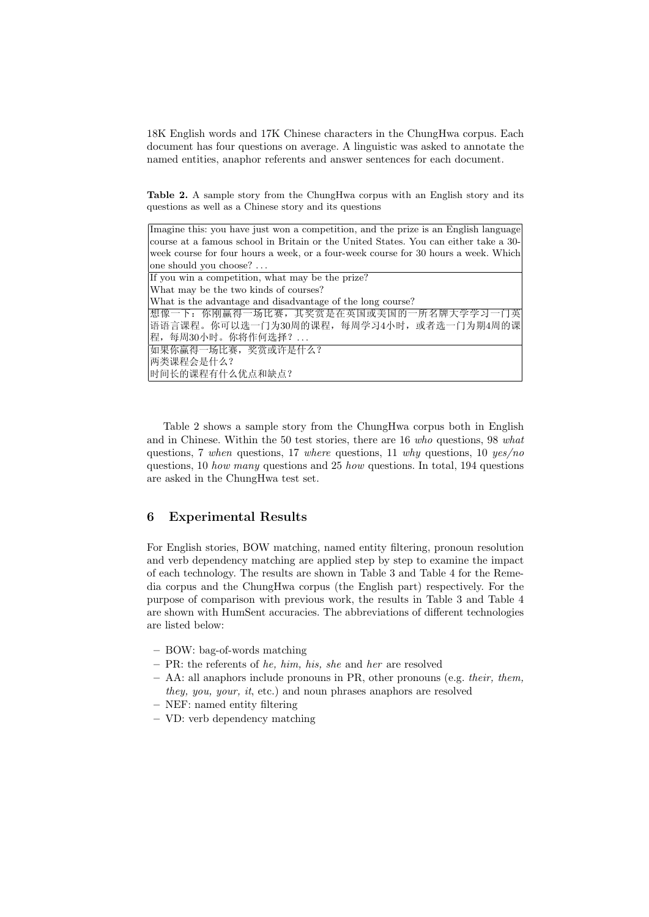18K English words and 17K Chinese characters in the ChungHwa corpus. Each document has four questions on average. A linguistic was asked to annotate the named entities, anaphor referents and answer sentences for each document.

**Table 2.** A sample story from the ChungHwa corpus with an English story and its questions as well as a Chinese story and its questions

| |
|---|
| Imagine this: you have just won a competition, and the prize is an English language course at a famous school in Britain or the United States. You can either take a 30-week course for four hours a week, or a four-week course for 30 hours a week. Which one should you choose? ... |
| If you win a competition, what may be the prize?<br>What may be the two kinds of courses?<br>What is the advantage and disadvantage of the long course? |
| 想像一下：你刚赢得一场比赛，其奖赏是在英国或美国的一所名牌大学学习一门英语语言课程。你可以选一门为30周的课程，每周学习4小时，或者选一门为期4周的课程，每周30小时。你将作何选择？... |
| 如果你赢得一场比赛，奖赏或许是什么？<br>两类课程会是什么？<br>时间长的课程有什么优点和缺点？ |

Table 2 shows a sample story from the ChungHwa corpus both in English and in Chinese. Within the 50 test stories, there are 16 *who* questions, 98 *what* questions, 7 *when* questions, 17 *where* questions, 11 *why* questions, 10 *yes/no* questions, 10 *how many* questions and 25 *how* questions. In total, 194 questions are asked in the ChungHwa test set.

## 6 Experimental Results

For English stories, BOW matching, named entity filtering, pronoun resolution and verb dependency matching are applied step by step to examine the impact of each technology. The results are shown in Table 3 and Table 4 for the Remedia corpus and the ChungHwa corpus (the English part) respectively. For the purpose of comparison with previous work, the results in Table 3 and Table 4 are shown with HumSent accuracies. The abbreviations of different technologies are listed below:

- BOW: bag-of-words matching
- PR: the referents of *he, him, his, she* and *her* are resolved
- AA: all anaphors include pronouns in PR, other pronouns (e.g. *their, them, they, you, your, it*, etc.) and noun phrases anaphors are resolved
- NEF: named entity filtering
- VD: verb dependency matching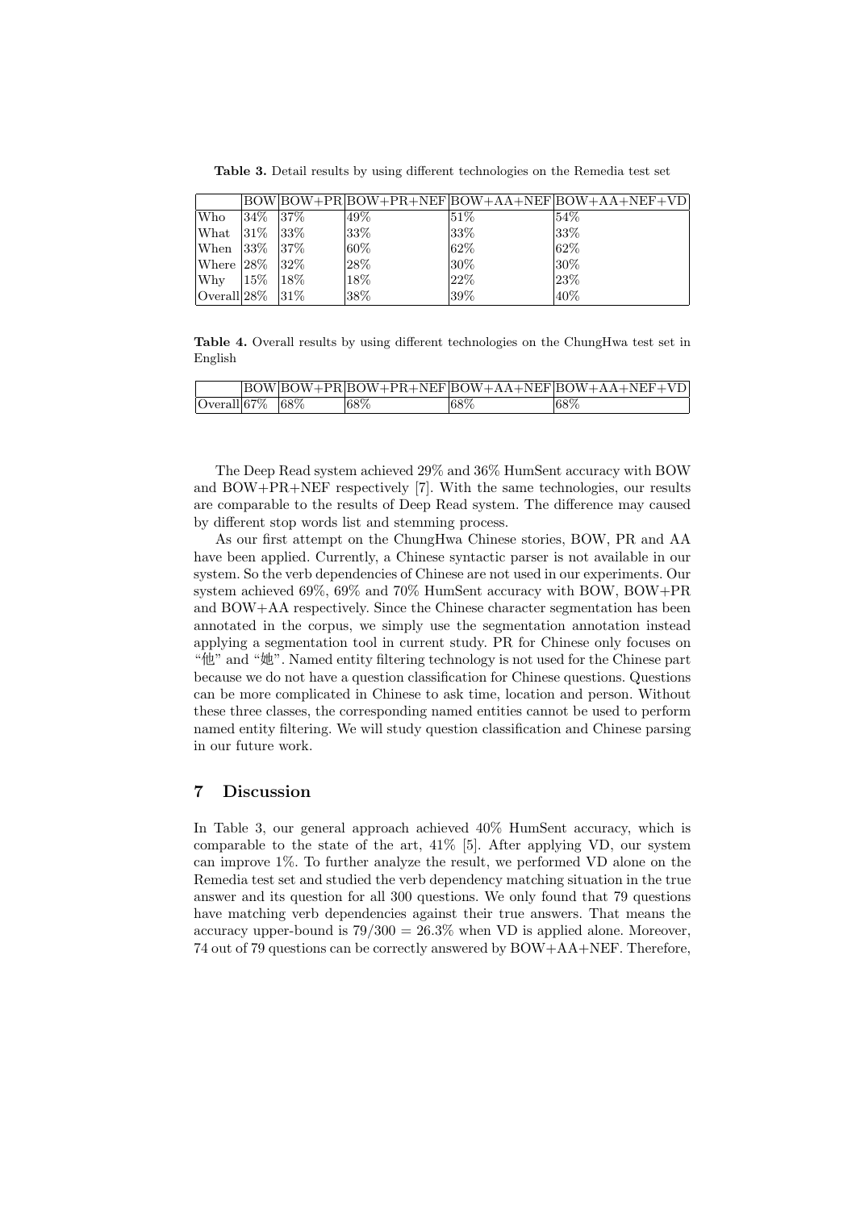**Table 3.** Detail results by using different technologies on the Remedia test set

| | BOW | BOW+PR | BOW+PR+NEF | BOW+AA+NEF | BOW+AA+NEF+VD |
|---|---|---|---|---|---|
| Who | 34% | 37% | 49% | 51% | 54% |
| What | 31% | 33% | 33% | 33% | 33% |
| When | 33% | 37% | 60% | 62% | 62% |
| Where | 28% | 32% | 28% | 30% | 30% |
| Why | 15% | 18% | 18% | 22% | 23% |
| Overall | 28% | 31% | 38% | 39% | 40% |

**Table 4.** Overall results by using different technologies on the ChungHwa test set in English

| | BOW | BOW+PR | BOW+PR+NEF | BOW+AA+NEF | BOW+AA+NEF+VD |
|---|---|---|---|---|---|
| Overall | 67% | 68% | 68% | 68% | 68% |

The Deep Read system achieved 29% and 36% HumSent accuracy with BOW and BOW+PR+NEF respectively [7]. With the same technologies, our results are comparable to the results of Deep Read system. The difference may caused by different stop words list and stemming process.

As our first attempt on the ChungHwa Chinese stories, BOW, PR and AA have been applied. Currently, a Chinese syntactic parser is not available in our system. So the verb dependencies of Chinese are not used in our experiments. Our system achieved 69%, 69% and 70% HumSent accuracy with BOW, BOW+PR and BOW+AA respectively. Since the Chinese character segmentation has been annotated in the corpus, we simply use the segmentation annotation instead applying a segmentation tool in current study. PR for Chinese only focuses on "他" and "她". Named entity filtering technology is not used for the Chinese part because we do not have a question classification for Chinese questions. Questions can be more complicated in Chinese to ask time, location and person. Without these three classes, the corresponding named entities cannot be used to perform named entity filtering. We will study question classification and Chinese parsing in our future work.

## 7 Discussion

In Table 3, our general approach achieved 40% HumSent accuracy, which is comparable to the state of the art, 41% [5]. After applying VD, our system can improve 1%. To further analyze the result, we performed VD alone on the Remedia test set and studied the verb dependency matching situation in the true answer and its question for all 300 questions. We only found that 79 questions have matching verb dependencies against their true answers. That means the accuracy upper-bound is $79/300 = 26.3\%$ when VD is applied alone. Moreover, 74 out of 79 questions can be correctly answered by BOW+AA+NEF. Therefore,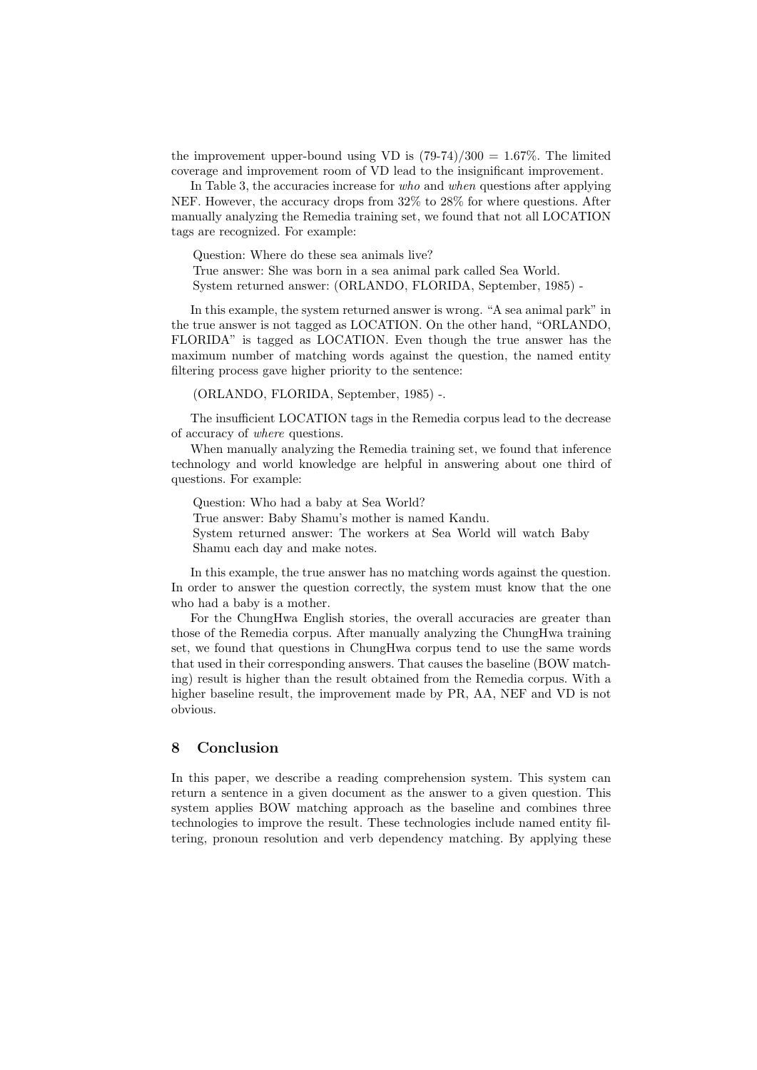the improvement upper-bound using VD is (79-74)/300 = 1.67%. The limited coverage and improvement room of VD lead to the insignificant improvement.

In Table 3, the accuracies increase for *who* and *when* questions after applying NEF. However, the accuracy drops from 32% to 28% for where questions. After manually analyzing the Remedia training set, we found that not all LOCATION tags are recognized. For example:

> Question: Where do these sea animals live?
> True answer: She was born in a sea animal park called Sea World.
> System returned answer: (ORLANDO, FLORIDA, September, 1985) -

In this example, the system returned answer is wrong. "A sea animal park" in the true answer is not tagged as LOCATION. On the other hand, "ORLANDO, FLORIDA" is tagged as LOCATION. Even though the true answer has the maximum number of matching words against the question, the named entity filtering process gave higher priority to the sentence:

> (ORLANDO, FLORIDA, September, 1985) -.

The insufficient LOCATION tags in the Remedia corpus lead to the decrease of accuracy of *where* questions.

When manually analyzing the Remedia training set, we found that inference technology and world knowledge are helpful in answering about one third of questions. For example:

> Question: Who had a baby at Sea World?
> True answer: Baby Shamu's mother is named Kandu.
> System returned answer: The workers at Sea World will watch Baby Shamu each day and make notes.

In this example, the true answer has no matching words against the question. In order to answer the question correctly, the system must know that the one who had a baby is a mother.

For the ChungHwa English stories, the overall accuracies are greater than those of the Remedia corpus. After manually analyzing the ChungHwa training set, we found that questions in ChungHwa corpus tend to use the same words that used in their corresponding answers. That causes the baseline (BOW matching) result is higher than the result obtained from the Remedia corpus. With a higher baseline result, the improvement made by PR, AA, NEF and VD is not obvious.

## 8 Conclusion

In this paper, we describe a reading comprehension system. This system can return a sentence in a given document as the answer to a given question. This system applies BOW matching approach as the baseline and combines three technologies to improve the result. These technologies include named entity filtering, pronoun resolution and verb dependency matching. By applying these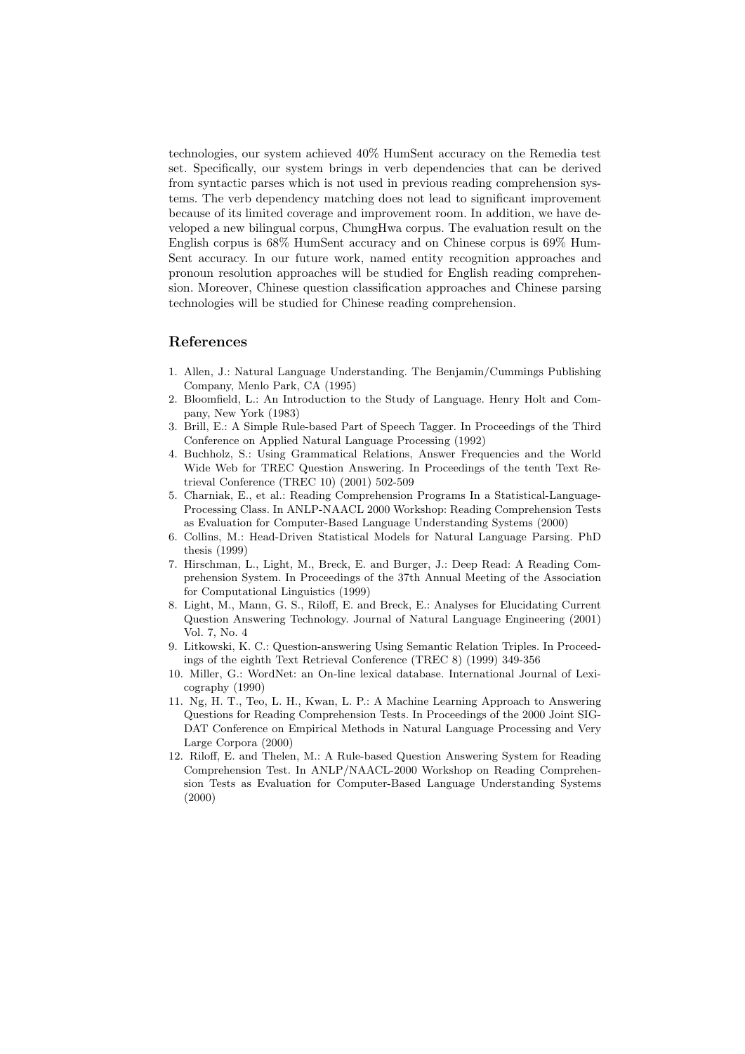technologies, our system achieved 40% HumSent accuracy on the Remedia test set. Specifically, our system brings in verb dependencies that can be derived from syntactic parses which is not used in previous reading comprehension systems. The verb dependency matching does not lead to significant improvement because of its limited coverage and improvement room. In addition, we have developed a new bilingual corpus, ChungHwa corpus. The evaluation result on the English corpus is 68% HumSent accuracy and on Chinese corpus is 69% HumSent accuracy. In our future work, named entity recognition approaches and pronoun resolution approaches will be studied for English reading comprehension. Moreover, Chinese question classification approaches and Chinese parsing technologies will be studied for Chinese reading comprehension.

## References

1. Allen, J.: Natural Language Understanding. The Benjamin/Cummings Publishing Company, Menlo Park, CA (1995)
2. Bloomfield, L.: An Introduction to the Study of Language. Henry Holt and Company, New York (1983)
3. Brill, E.: A Simple Rule-based Part of Speech Tagger. In Proceedings of the Third Conference on Applied Natural Language Processing (1992)
4. Buchholz, S.: Using Grammatical Relations, Answer Frequencies and the World Wide Web for TREC Question Answering. In Proceedings of the tenth Text Retrieval Conference (TREC 10) (2001) 502-509
5. Charniak, E., et al.: Reading Comprehension Programs In a Statistical-Language-Processing Class. In ANLP-NAACL 2000 Workshop: Reading Comprehension Tests as Evaluation for Computer-Based Language Understanding Systems (2000)
6. Collins, M.: Head-Driven Statistical Models for Natural Language Parsing. PhD thesis (1999)
7. Hirschman, L., Light, M., Breck, E. and Burger, J.: Deep Read: A Reading Comprehension System. In Proceedings of the 37th Annual Meeting of the Association for Computational Linguistics (1999)
8. Light, M., Mann, G. S., Riloff, E. and Breck, E.: Analyses for Elucidating Current Question Answering Technology. Journal of Natural Language Engineering (2001) Vol. 7, No. 4
9. Litkowski, K. C.: Question-answering Using Semantic Relation Triples. In Proceedings of the eighth Text Retrieval Conference (TREC 8) (1999) 349-356
10. Miller, G.: WordNet: an On-line lexical database. International Journal of Lexicography (1990)
11. Ng, H. T., Teo, L. H., Kwan, L. P.: A Machine Learning Approach to Answering Questions for Reading Comprehension Tests. In Proceedings of the 2000 Joint SIGDAT Conference on Empirical Methods in Natural Language Processing and Very Large Corpora (2000)
12. Riloff, E. and Thelen, M.: A Rule-based Question Answering System for Reading Comprehension Test. In ANLP/NAACL-2000 Workshop on Reading Comprehension Tests as Evaluation for Computer-Based Language Understanding Systems (2000)